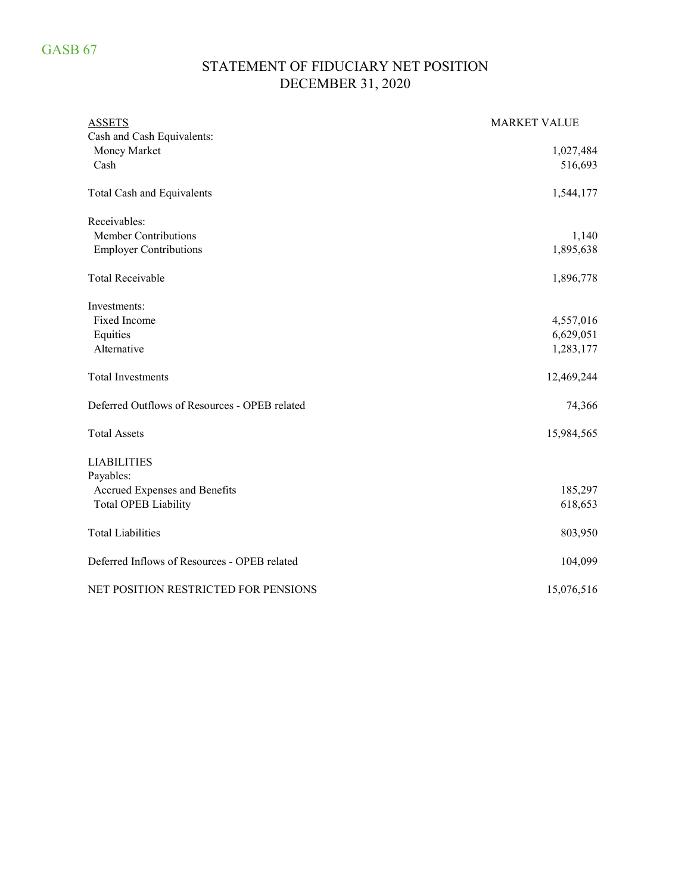GASB 67

# STATEMENT OF FIDUCIARY NET POSITION
## DECEMBER 31, 2020

| ASSETS | MARKET VALUE |
|---|---:|
| Cash and Cash Equivalents: | |
| Money Market | 1,027,484 |
| Cash | 516,693 |
| Total Cash and Equivalents | 1,544,177 |
| Receivables: | |
| Member Contributions | 1,140 |
| Employer Contributions | 1,895,638 |
| Total Receivable | 1,896,778 |
| Investments: | |
| Fixed Income | 4,557,016 |
| Equities | 6,629,051 |
| Alternative | 1,283,177 |
| Total Investments | 12,469,244 |
| Deferred Outflows of Resources - OPEB related | 74,366 |
| Total Assets | 15,984,565 |
| LIABILITIES | |
| Payables: | |
| Accrued Expenses and Benefits | 185,297 |
| Total OPEB Liability | 618,653 |
| Total Liabilities | 803,950 |
| Deferred Inflows of Resources - OPEB related | 104,099 |
| NET POSITION RESTRICTED FOR PENSIONS | 15,076,516 |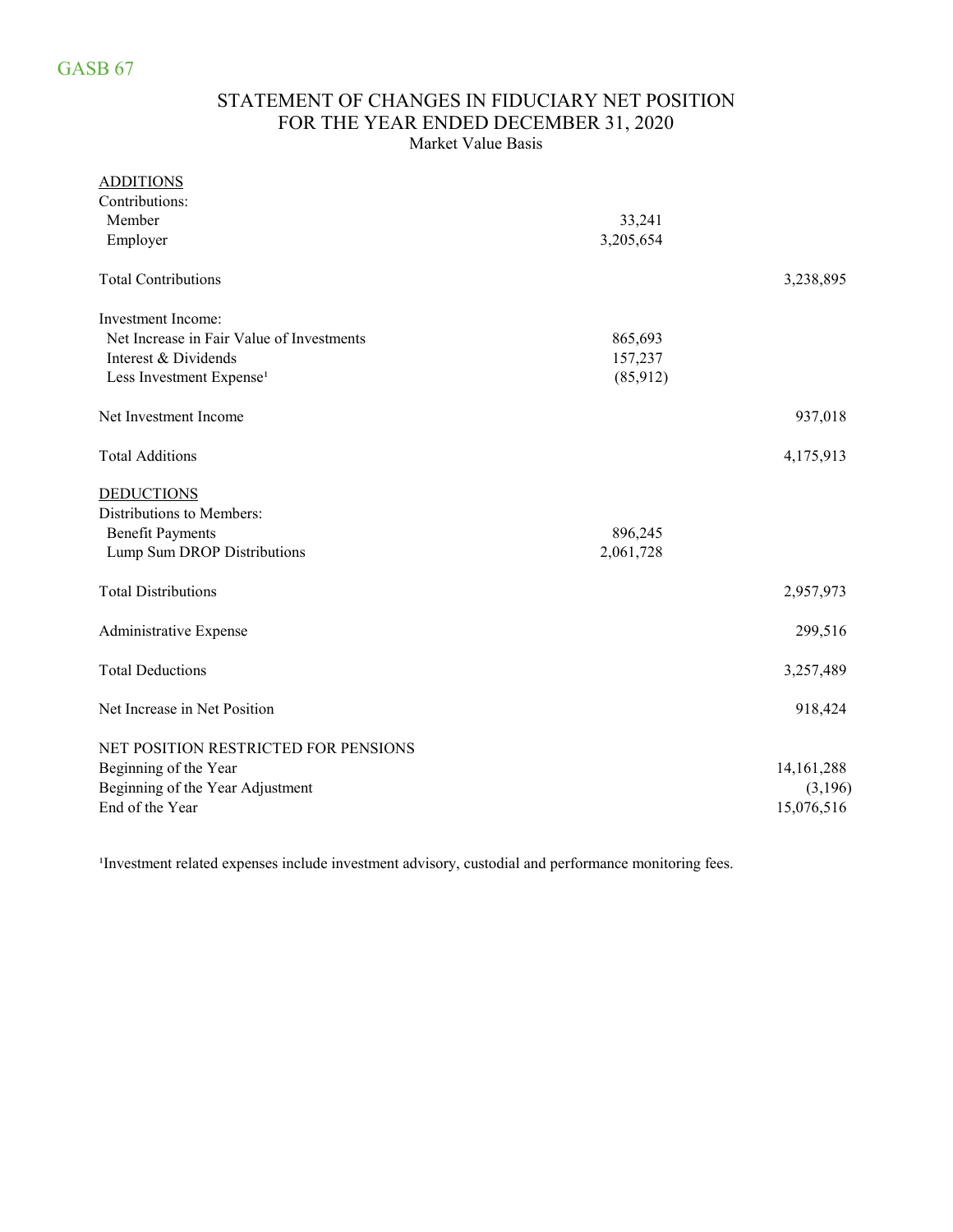GASB 67

# STATEMENT OF CHANGES IN FIDUCIARY NET POSITION
## FOR THE YEAR ENDED DECEMBER 31, 2020
Market Value Basis

| | | |
|---|---|---|
| ADDITIONS | | |
| Contributions: | | |
| Member | 33,241 | |
| Employer | 3,205,654 | |
| Total Contributions | | 3,238,895 |
| Investment Income: | | |
| Net Increase in Fair Value of Investments | 865,693 | |
| Interest & Dividends | 157,237 | |
| Less Investment Expense[1] | (85,912) | |
| Net Investment Income | | 937,018 |
| Total Additions | | 4,175,913 |
| DEDUCTIONS | | |
| Distributions to Members: | | |
| Benefit Payments | 896,245 | |
| Lump Sum DROP Distributions | 2,061,728 | |
| Total Distributions | | 2,957,973 |
| Administrative Expense | | 299,516 |
| Total Deductions | | 3,257,489 |
| Net Increase in Net Position | | 918,424 |
| NET POSITION RESTRICTED FOR PENSIONS | | |
| Beginning of the Year | | 14,161,288 |
| Beginning of the Year Adjustment | | (3,196) |
| End of the Year | | 15,076,516 |

[1]Investment related expenses include investment advisory, custodial and performance monitoring fees.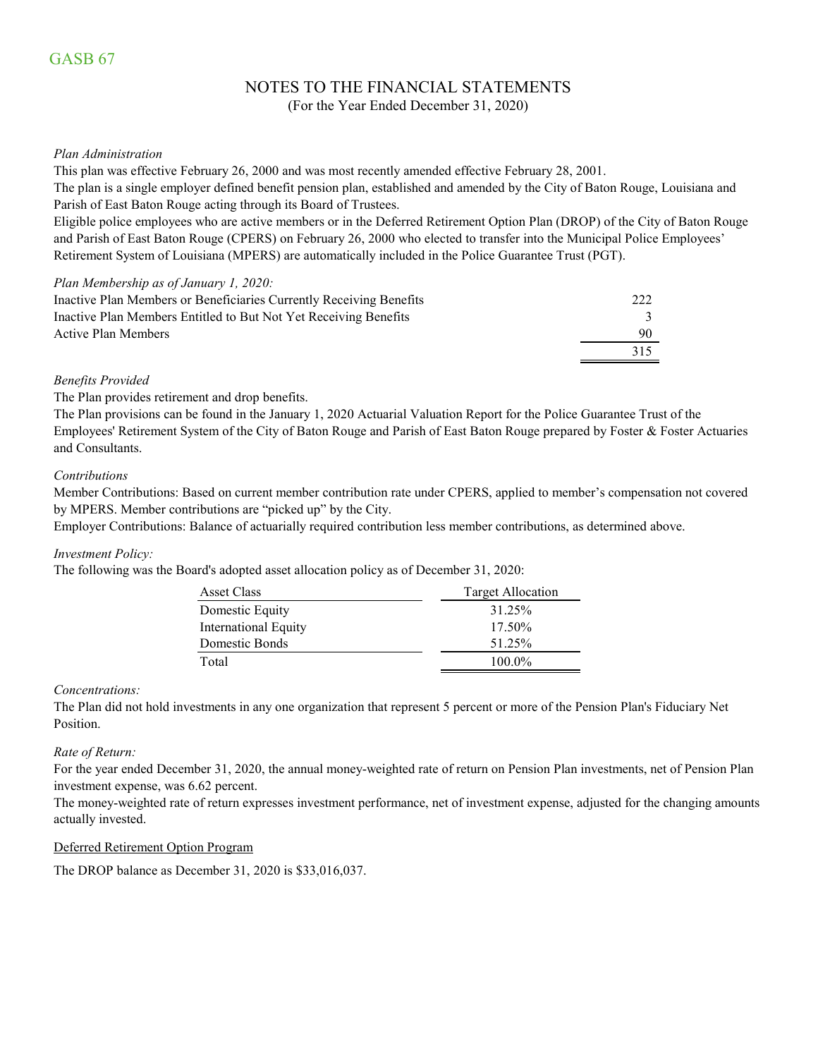GASB 67

# NOTES TO THE FINANCIAL STATEMENTS

(For the Year Ended December 31, 2020)

*Plan Administration*

This plan was effective February 26, 2000 and was most recently amended effective February 28, 2001.

The plan is a single employer defined benefit pension plan, established and amended by the City of Baton Rouge, Louisiana and Parish of East Baton Rouge acting through its Board of Trustees.

Eligible police employees who are active members or in the Deferred Retirement Option Plan (DROP) of the City of Baton Rouge and Parish of East Baton Rouge (CPERS) on February 26, 2000 who elected to transfer into the Municipal Police Employees' Retirement System of Louisiana (MPERS) are automatically included in the Police Guarantee Trust (PGT).

*Plan Membership as of January 1, 2020:*

| | |
|---|---|
| Inactive Plan Members or Beneficiaries Currently Receiving Benefits | 222 |
| Inactive Plan Members Entitled to But Not Yet Receiving Benefits | 3 |
| Active Plan Members | 90 |
| | 315 |

*Benefits Provided*

The Plan provides retirement and drop benefits.

The Plan provisions can be found in the January 1, 2020 Actuarial Valuation Report for the Police Guarantee Trust of the Employees' Retirement System of the City of Baton Rouge and Parish of East Baton Rouge prepared by Foster & Foster Actuaries and Consultants.

*Contributions*

Member Contributions: Based on current member contribution rate under CPERS, applied to member's compensation not covered by MPERS. Member contributions are "picked up" by the City.

Employer Contributions: Balance of actuarially required contribution less member contributions, as determined above.

*Investment Policy:*

The following was the Board's adopted asset allocation policy as of December 31, 2020:

| Asset Class | Target Allocation |
|---|---|
| Domestic Equity | 31.25% |
| International Equity | 17.50% |
| Domestic Bonds | 51.25% |
| Total | 100.0% |

*Concentrations:*

The Plan did not hold investments in any one organization that represent 5 percent or more of the Pension Plan's Fiduciary Net Position.

*Rate of Return:*

For the year ended December 31, 2020, the annual money-weighted rate of return on Pension Plan investments, net of Pension Plan investment expense, was 6.62 percent.

The money-weighted rate of return expresses investment performance, net of investment expense, adjusted for the changing amounts actually invested.

<u>Deferred Retirement Option Program</u>

The DROP balance as December 31, 2020 is $33,016,037.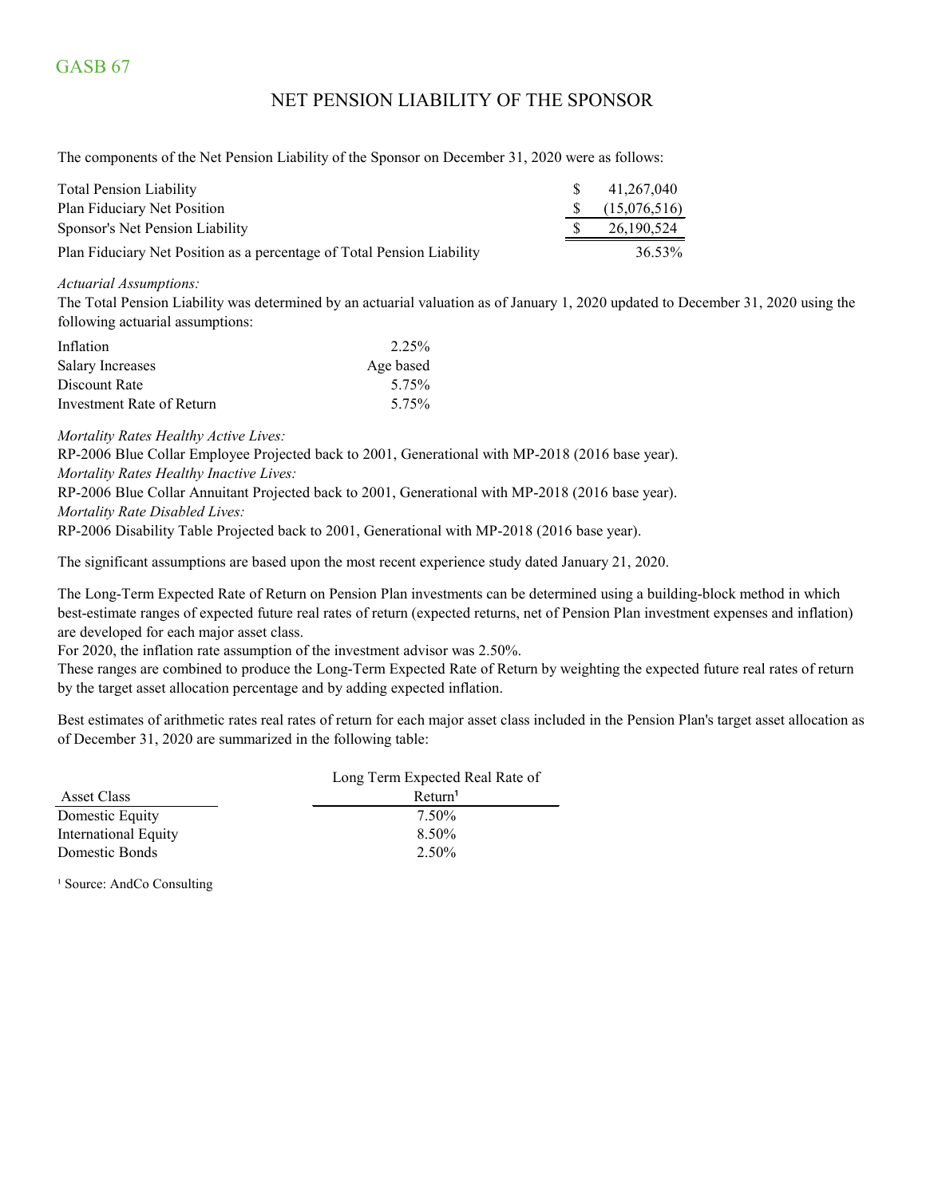GASB 67

## NET PENSION LIABILITY OF THE SPONSOR

The components of the Net Pension Liability of the Sponsor on December 31, 2020 were as follows:

| | |
|---|---|
| Total Pension Liability | $ 41,267,040 |
| Plan Fiduciary Net Position | $ (15,076,516) |
| Sponsor's Net Pension Liability | $ 26,190,524 |
| Plan Fiduciary Net Position as a percentage of Total Pension Liability | 36.53% |

*Actuarial Assumptions:*

The Total Pension Liability was determined by an actuarial valuation as of January 1, 2020 updated to December 31, 2020 using the following actuarial assumptions:

| | |
|---|---|
| Inflation | 2.25% |
| Salary Increases | Age based |
| Discount Rate | 5.75% |
| Investment Rate of Return | 5.75% |

*Mortality Rates Healthy Active Lives:*

RP-2006 Blue Collar Employee Projected back to 2001, Generational with MP-2018 (2016 base year).

*Mortality Rates Healthy Inactive Lives:*

RP-2006 Blue Collar Annuitant Projected back to 2001, Generational with MP-2018 (2016 base year).

*Mortality Rate Disabled Lives:*

RP-2006 Disability Table Projected back to 2001, Generational with MP-2018 (2016 base year).

The significant assumptions are based upon the most recent experience study dated January 21, 2020.

The Long-Term Expected Rate of Return on Pension Plan investments can be determined using a building-block method in which best-estimate ranges of expected future real rates of return (expected returns, net of Pension Plan investment expenses and inflation) are developed for each major asset class.

For 2020, the inflation rate assumption of the investment advisor was 2.50%.

These ranges are combined to produce the Long-Term Expected Rate of Return by weighting the expected future real rates of return by the target asset allocation percentage and by adding expected inflation.

Best estimates of arithmetic rates real rates of return for each major asset class included in the Pension Plan's target asset allocation as of December 31, 2020 are summarized in the following table:

| Asset Class | Long Term Expected Real Rate of Return[1] |
|---|---|
| Domestic Equity | 7.50% |
| International Equity | 8.50% |
| Domestic Bonds | 2.50% |

[1] Source: AndCo Consulting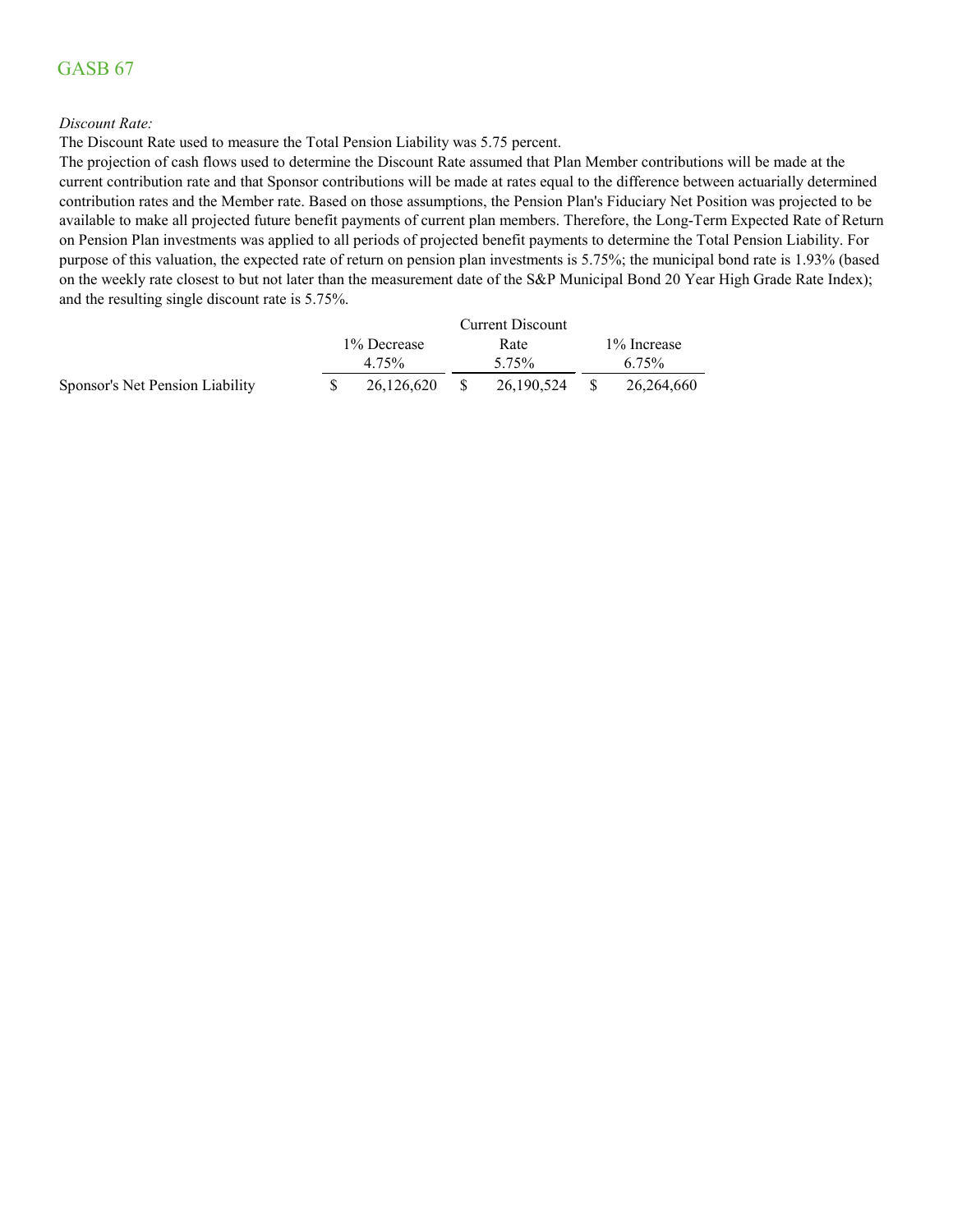# GASB 67

*Discount Rate:*

The Discount Rate used to measure the Total Pension Liability was 5.75 percent.

The projection of cash flows used to determine the Discount Rate assumed that Plan Member contributions will be made at the current contribution rate and that Sponsor contributions will be made at rates equal to the difference between actuarially determined contribution rates and the Member rate. Based on those assumptions, the Pension Plan's Fiduciary Net Position was projected to be available to make all projected future benefit payments of current plan members. Therefore, the Long-Term Expected Rate of Return on Pension Plan investments was applied to all periods of projected benefit payments to determine the Total Pension Liability. For purpose of this valuation, the expected rate of return on pension plan investments is 5.75%; the municipal bond rate is 1.93% (based on the weekly rate closest to but not later than the measurement date of the S&P Municipal Bond 20 Year High Grade Rate Index); and the resulting single discount rate is 5.75%.

| | 1% Decrease 4.75% | Current Discount Rate 5.75% | 1% Increase 6.75% |
|---|---|---|---|
| Sponsor's Net Pension Liability | $ 26,126,620 | $ 26,190,524 | $ 26,264,660 |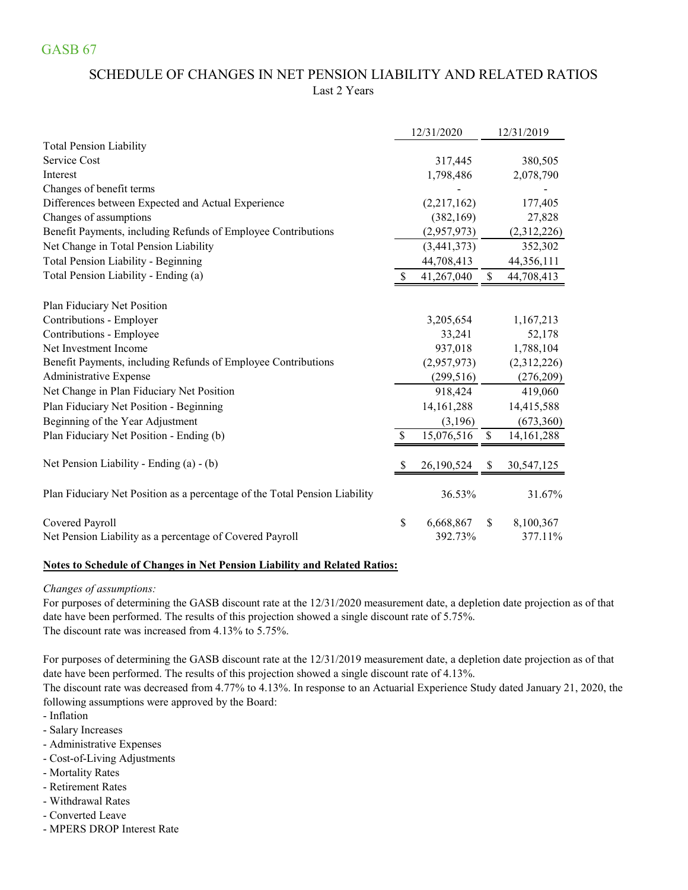GASB 67

# SCHEDULE OF CHANGES IN NET PENSION LIABILITY AND RELATED RATIOS

Last 2 Years

| | 12/31/2020 | 12/31/2019 |
|---|---|---|
| **Total Pension Liability** | | |
| Service Cost | 317,445 | 380,505 |
| Interest | 1,798,486 | 2,078,790 |
| Changes of benefit terms | - | - |
| Differences between Expected and Actual Experience | (2,217,162) | 177,405 |
| Changes of assumptions | (382,169) | 27,828 |
| Benefit Payments, including Refunds of Employee Contributions | (2,957,973) | (2,312,226) |
| Net Change in Total Pension Liability | (3,441,373) | 352,302 |
| Total Pension Liability - Beginning | 44,708,413 | 44,356,111 |
| Total Pension Liability - Ending (a) | $ 41,267,040 | $ 44,708,413 |
| | | |
| **Plan Fiduciary Net Position** | | |
| Contributions - Employer | 3,205,654 | 1,167,213 |
| Contributions - Employee | 33,241 | 52,178 |
| Net Investment Income | 937,018 | 1,788,104 |
| Benefit Payments, including Refunds of Employee Contributions | (2,957,973) | (2,312,226) |
| Administrative Expense | (299,516) | (276,209) |
| Net Change in Plan Fiduciary Net Position | 918,424 | 419,060 |
| Plan Fiduciary Net Position - Beginning | 14,161,288 | 14,415,588 |
| Beginning of the Year Adjustment | (3,196) | (673,360) |
| Plan Fiduciary Net Position - Ending (b) | $ 15,076,516 | $ 14,161,288 |
| | | |
| Net Pension Liability - Ending (a) - (b) | $ 26,190,524 | $ 30,547,125 |
| | | |
| Plan Fiduciary Net Position as a percentage of the Total Pension Liability | 36.53% | 31.67% |
| | | |
| Covered Payroll | $ 6,668,867 | $ 8,100,367 |
| Net Pension Liability as a percentage of Covered Payroll | 392.73% | 377.11% |

**Notes to Schedule of Changes in Net Pension Liability and Related Ratios:**

*Changes of assumptions:*

For purposes of determining the GASB discount rate at the 12/31/2020 measurement date, a depletion date projection as of that date have been performed. The results of this projection showed a single discount rate of 5.75%.
The discount rate was increased from 4.13% to 5.75%.

For purposes of determining the GASB discount rate at the 12/31/2019 measurement date, a depletion date projection as of that date have been performed. The results of this projection showed a single discount rate of 4.13%.
The discount rate was decreased from 4.77% to 4.13%. In response to an Actuarial Experience Study dated January 21, 2020, the following assumptions were approved by the Board:

- Inflation
- Salary Increases
- Administrative Expenses
- Cost-of-Living Adjustments
- Mortality Rates
- Retirement Rates
- Withdrawal Rates
- Converted Leave
- MPERS DROP Interest Rate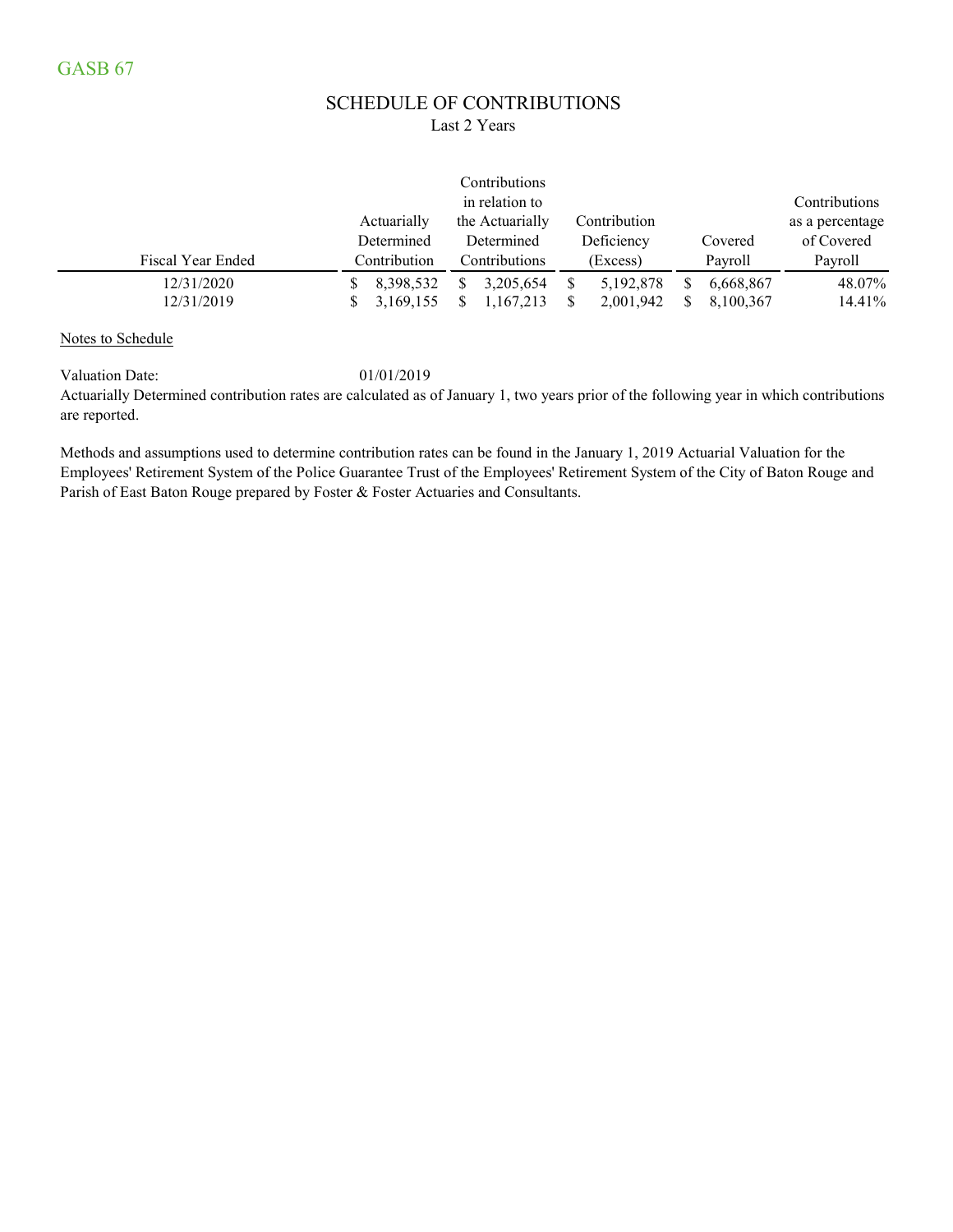GASB 67

## SCHEDULE OF CONTRIBUTIONS

Last 2 Years

| Fiscal Year Ended | Actuarially Determined Contribution | Contributions in relation to the Actuarially Determined Contributions | Contribution Deficiency (Excess) | Covered Payroll | Contributions as a percentage of Covered Payroll |
|---|---|---|---|---|---|
| 12/31/2020 | $ 8,398,532 | $ 3,205,654 | $ 5,192,878 | $ 6,668,867 | 48.07% |
| 12/31/2019 | $ 3,169,155 | $ 1,167,213 | $ 2,001,942 | $ 8,100,367 | 14.41% |

Notes to Schedule

Valuation Date: 01/01/2019

Actuarially Determined contribution rates are calculated as of January 1, two years prior of the following year in which contributions are reported.

Methods and assumptions used to determine contribution rates can be found in the January 1, 2019 Actuarial Valuation for the Employees' Retirement System of the Police Guarantee Trust of the Employees' Retirement System of the City of Baton Rouge and Parish of East Baton Rouge prepared by Foster & Foster Actuaries and Consultants.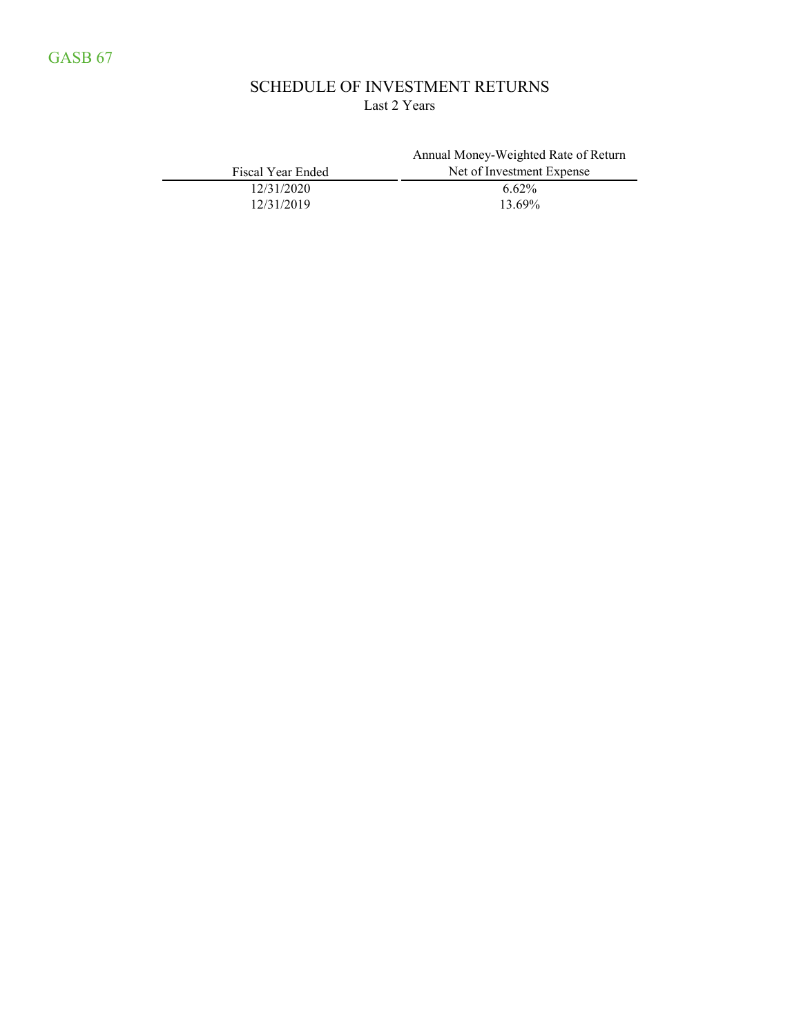GASB 67

# SCHEDULE OF INVESTMENT RETURNS

Last 2 Years

| Fiscal Year Ended | Annual Money-Weighted Rate of Return Net of Investment Expense |
|---|---|
| 12/31/2020 | 6.62% |
| 12/31/2019 | 13.69% |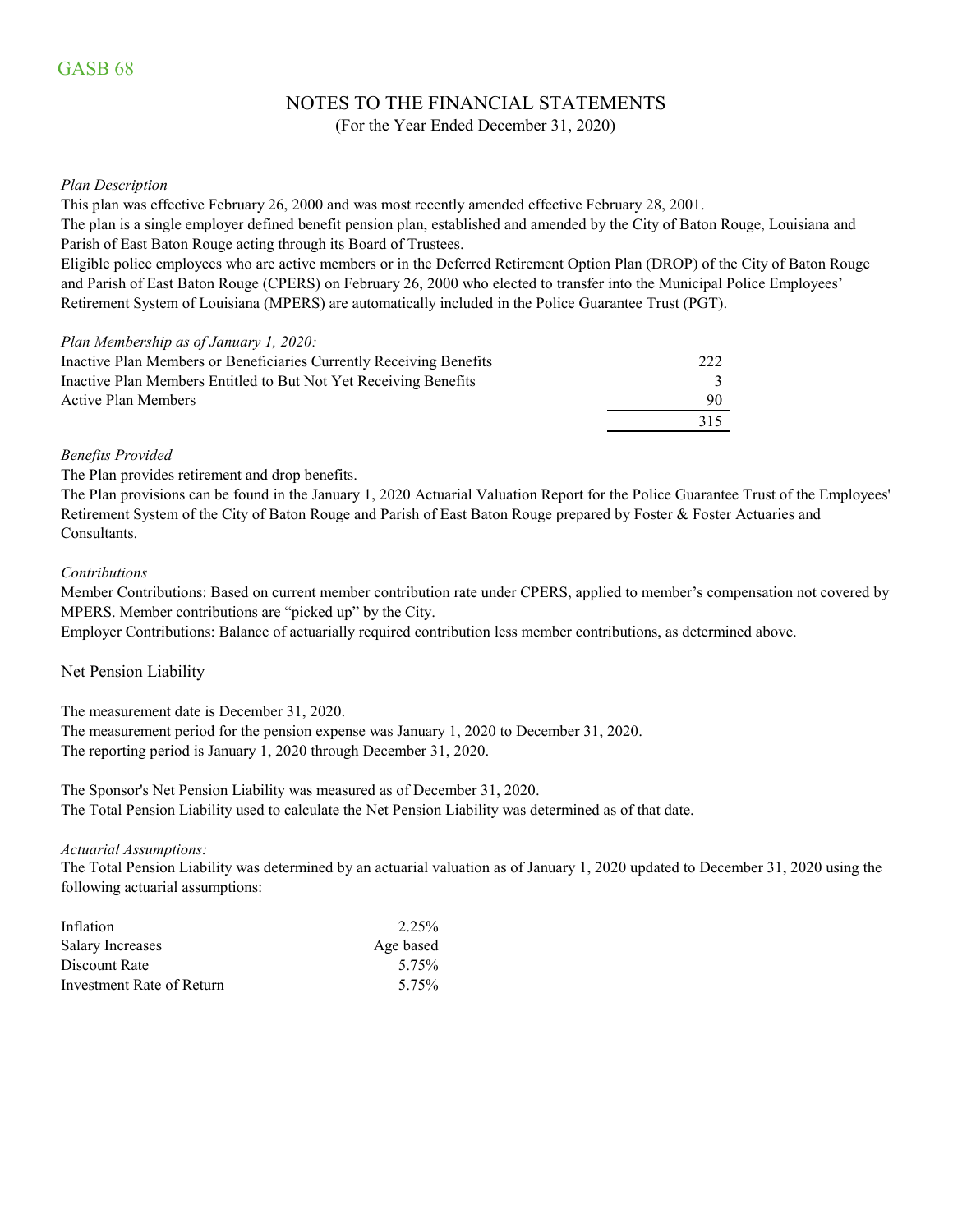GASB 68

# NOTES TO THE FINANCIAL STATEMENTS

(For the Year Ended December 31, 2020)

*Plan Description*

This plan was effective February 26, 2000 and was most recently amended effective February 28, 2001.

The plan is a single employer defined benefit pension plan, established and amended by the City of Baton Rouge, Louisiana and Parish of East Baton Rouge acting through its Board of Trustees.

Eligible police employees who are active members or in the Deferred Retirement Option Plan (DROP) of the City of Baton Rouge and Parish of East Baton Rouge (CPERS) on February 26, 2000 who elected to transfer into the Municipal Police Employees' Retirement System of Louisiana (MPERS) are automatically included in the Police Guarantee Trust (PGT).

*Plan Membership as of January 1, 2020:*

| | |
|---|---|
| Inactive Plan Members or Beneficiaries Currently Receiving Benefits | 222 |
| Inactive Plan Members Entitled to But Not Yet Receiving Benefits | 3 |
| Active Plan Members | 90 |
| | 315 |

*Benefits Provided*

The Plan provides retirement and drop benefits.

The Plan provisions can be found in the January 1, 2020 Actuarial Valuation Report for the Police Guarantee Trust of the Employees' Retirement System of the City of Baton Rouge and Parish of East Baton Rouge prepared by Foster & Foster Actuaries and Consultants.

*Contributions*

Member Contributions: Based on current member contribution rate under CPERS, applied to member's compensation not covered by MPERS. Member contributions are "picked up" by the City.

Employer Contributions: Balance of actuarially required contribution less member contributions, as determined above.

## Net Pension Liability

The measurement date is December 31, 2020.

The measurement period for the pension expense was January 1, 2020 to December 31, 2020.

The reporting period is January 1, 2020 through December 31, 2020.

The Sponsor's Net Pension Liability was measured as of December 31, 2020.

The Total Pension Liability used to calculate the Net Pension Liability was determined as of that date.

*Actuarial Assumptions:*

The Total Pension Liability was determined by an actuarial valuation as of January 1, 2020 updated to December 31, 2020 using the following actuarial assumptions:

| | |
|---|---|
| Inflation | 2.25% |
| Salary Increases | Age based |
| Discount Rate | 5.75% |
| Investment Rate of Return | 5.75% |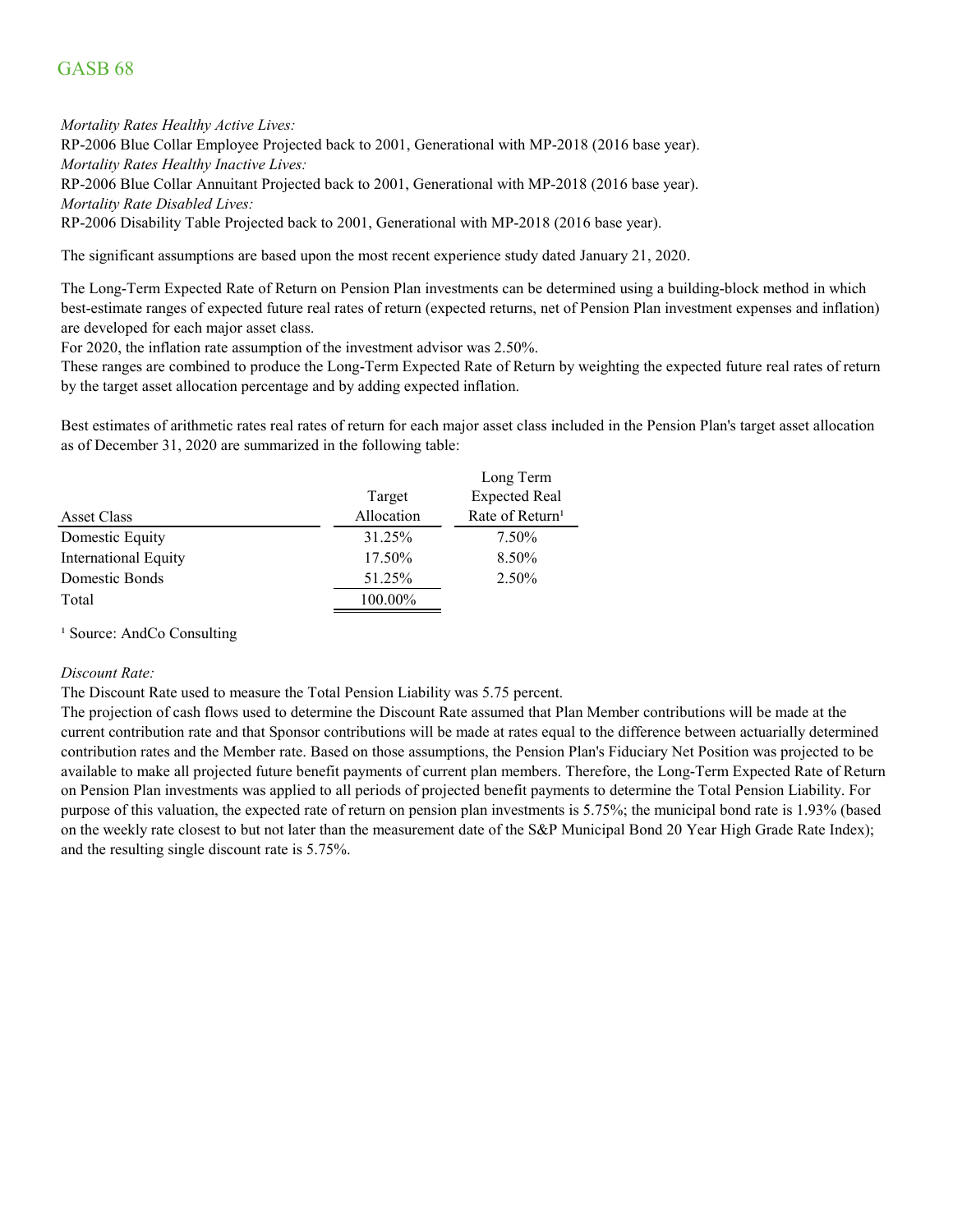*Mortality Rates Healthy Active Lives:*
RP-2006 Blue Collar Employee Projected back to 2001, Generational with MP-2018 (2016 base year).
*Mortality Rates Healthy Inactive Lives:*
RP-2006 Blue Collar Annuitant Projected back to 2001, Generational with MP-2018 (2016 base year).
*Mortality Rate Disabled Lives:*
RP-2006 Disability Table Projected back to 2001, Generational with MP-2018 (2016 base year).

The significant assumptions are based upon the most recent experience study dated January 21, 2020.

The Long-Term Expected Rate of Return on Pension Plan investments can be determined using a building-block method in which best-estimate ranges of expected future real rates of return (expected returns, net of Pension Plan investment expenses and inflation) are developed for each major asset class.
For 2020, the inflation rate assumption of the investment advisor was 2.50%.
These ranges are combined to produce the Long-Term Expected Rate of Return by weighting the expected future real rates of return by the target asset allocation percentage and by adding expected inflation.

Best estimates of arithmetic rates real rates of return for each major asset class included in the Pension Plan's target asset allocation as of December 31, 2020 are summarized in the following table:

| Asset Class | Target Allocation | Long Term Expected Real Rate of Return[1] |
|---|---|---|
| Domestic Equity | 31.25% | 7.50% |
| International Equity | 17.50% | 8.50% |
| Domestic Bonds | 51.25% | 2.50% |
| Total | 100.00% | |

[1] Source: AndCo Consulting

*Discount Rate:*
The Discount Rate used to measure the Total Pension Liability was 5.75 percent.
The projection of cash flows used to determine the Discount Rate assumed that Plan Member contributions will be made at the current contribution rate and that Sponsor contributions will be made at rates equal to the difference between actuarially determined contribution rates and the Member rate. Based on those assumptions, the Pension Plan's Fiduciary Net Position was projected to be available to make all projected future benefit payments of current plan members. Therefore, the Long-Term Expected Rate of Return on Pension Plan investments was applied to all periods of projected benefit payments to determine the Total Pension Liability. For purpose of this valuation, the expected rate of return on pension plan investments is 5.75%; the municipal bond rate is 1.93% (based on the weekly rate closest to but not later than the measurement date of the S&P Municipal Bond 20 Year High Grade Rate Index); and the resulting single discount rate is 5.75%.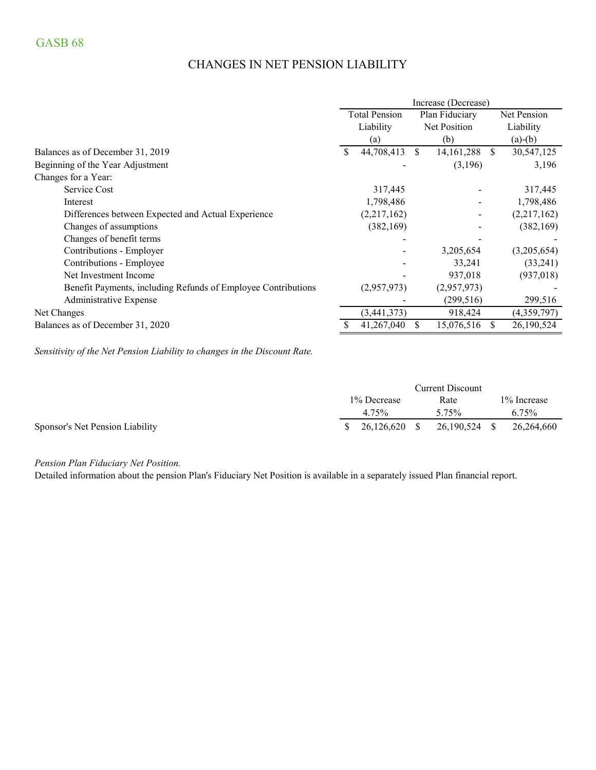GASB 68

# CHANGES IN NET PENSION LIABILITY

| | Increase (Decrease) | | |
|---|---|---|---|
| | Total Pension Liability (a) | Plan Fiduciary Net Position (b) | Net Pension Liability (a)-(b) |
| Balances as of December 31, 2019 | $ 44,708,413 | $ 14,161,288 | $ 30,547,125 |
| Beginning of the Year Adjustment | - | (3,196) | 3,196 |
| Changes for a Year: | | | |
| Service Cost | 317,445 | - | 317,445 |
| Interest | 1,798,486 | - | 1,798,486 |
| Differences between Expected and Actual Experience | (2,217,162) | - | (2,217,162) |
| Changes of assumptions | (382,169) | - | (382,169) |
| Changes of benefit terms | - | - | - |
| Contributions - Employer | - | 3,205,654 | (3,205,654) |
| Contributions - Employee | - | 33,241 | (33,241) |
| Net Investment Income | - | 937,018 | (937,018) |
| Benefit Payments, including Refunds of Employee Contributions | (2,957,973) | (2,957,973) | - |
| Administrative Expense | - | (299,516) | 299,516 |
| Net Changes | (3,441,373) | 918,424 | (4,359,797) |
| Balances as of December 31, 2020 | $ 41,267,040 | $ 15,076,516 | $ 26,190,524 |

*Sensitivity of the Net Pension Liability to changes in the Discount Rate.*

| | 1% Decrease 4.75% | Current Discount Rate 5.75% | 1% Increase 6.75% |
|---|---|---|---|
| Sponsor's Net Pension Liability | $ 26,126,620 | $ 26,190,524 | $ 26,264,660 |

*Pension Plan Fiduciary Net Position.*

Detailed information about the pension Plan's Fiduciary Net Position is available in a separately issued Plan financial report.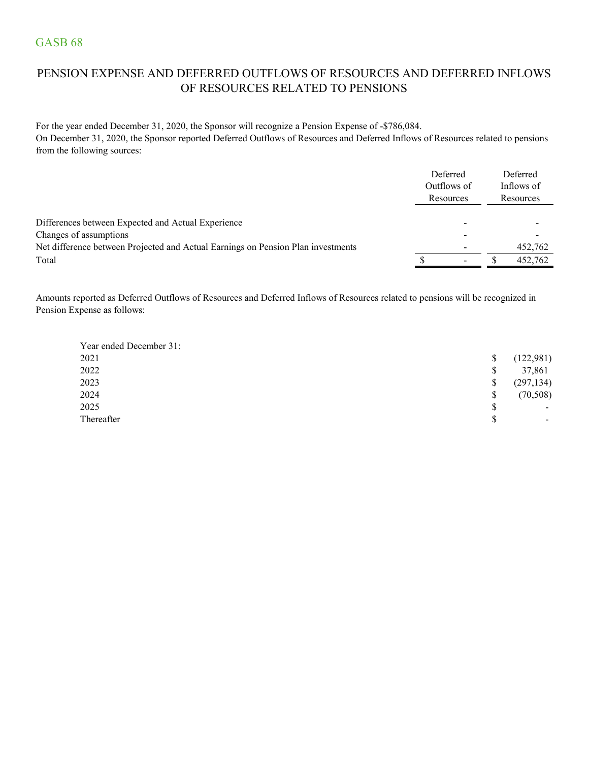GASB 68

## PENSION EXPENSE AND DEFERRED OUTFLOWS OF RESOURCES AND DEFERRED INFLOWS OF RESOURCES RELATED TO PENSIONS

For the year ended December 31, 2020, the Sponsor will recognize a Pension Expense of -$786,084.
On December 31, 2020, the Sponsor reported Deferred Outflows of Resources and Deferred Inflows of Resources related to pensions from the following sources:

| | Deferred Outflows of Resources | Deferred Inflows of Resources |
|---|---|---|
| Differences between Expected and Actual Experience | - | - |
| Changes of assumptions | - | - |
| Net difference between Projected and Actual Earnings on Pension Plan investments | - | 452,762 |
| Total | $ - | $ 452,762 |

Amounts reported as Deferred Outflows of Resources and Deferred Inflows of Resources related to pensions will be recognized in Pension Expense as follows:

| Year ended December 31: | |
|---|---|
| 2021 | $ (122,981) |
| 2022 | $ 37,861 |
| 2023 | $ (297,134) |
| 2024 | $ (70,508) |
| 2025 | $ - |
| Thereafter | $ - |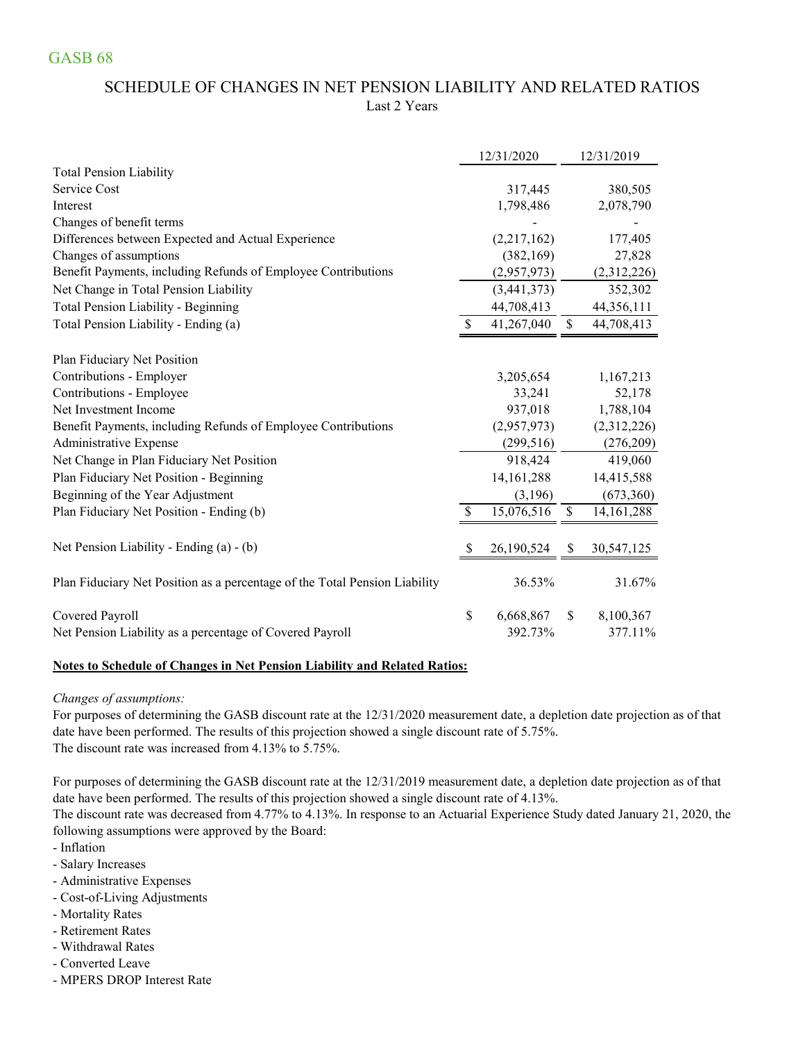GASB 68

## SCHEDULE OF CHANGES IN NET PENSION LIABILITY AND RELATED RATIOS

Last 2 Years

| | 12/31/2020 | 12/31/2019 |
|---|---|---|
| **Total Pension Liability** | | |
| Service Cost | 317,445 | 380,505 |
| Interest | 1,798,486 | 2,078,790 |
| Changes of benefit terms | - | - |
| Differences between Expected and Actual Experience | (2,217,162) | 177,405 |
| Changes of assumptions | (382,169) | 27,828 |
| Benefit Payments, including Refunds of Employee Contributions | (2,957,973) | (2,312,226) |
| Net Change in Total Pension Liability | (3,441,373) | 352,302 |
| Total Pension Liability - Beginning | 44,708,413 | 44,356,111 |
| Total Pension Liability - Ending (a) | $ 41,267,040 | $ 44,708,413 |
| | | |
| **Plan Fiduciary Net Position** | | |
| Contributions - Employer | 3,205,654 | 1,167,213 |
| Contributions - Employee | 33,241 | 52,178 |
| Net Investment Income | 937,018 | 1,788,104 |
| Benefit Payments, including Refunds of Employee Contributions | (2,957,973) | (2,312,226) |
| Administrative Expense | (299,516) | (276,209) |
| Net Change in Plan Fiduciary Net Position | 918,424 | 419,060 |
| Plan Fiduciary Net Position - Beginning | 14,161,288 | 14,415,588 |
| Beginning of the Year Adjustment | (3,196) | (673,360) |
| Plan Fiduciary Net Position - Ending (b) | $ 15,076,516 | $ 14,161,288 |
| | | |
| Net Pension Liability - Ending (a) - (b) | $ 26,190,524 | $ 30,547,125 |
| | | |
| Plan Fiduciary Net Position as a percentage of the Total Pension Liability | 36.53% | 31.67% |
| | | |
| Covered Payroll | $ 6,668,867 | $ 8,100,367 |
| Net Pension Liability as a percentage of Covered Payroll | 392.73% | 377.11% |

**Notes to Schedule of Changes in Net Pension Liability and Related Ratios:**

*Changes of assumptions:*

For purposes of determining the GASB discount rate at the 12/31/2020 measurement date, a depletion date projection as of that date have been performed. The results of this projection showed a single discount rate of 5.75%.
The discount rate was increased from 4.13% to 5.75%.

For purposes of determining the GASB discount rate at the 12/31/2019 measurement date, a depletion date projection as of that date have been performed. The results of this projection showed a single discount rate of 4.13%.
The discount rate was decreased from 4.77% to 4.13%. In response to an Actuarial Experience Study dated January 21, 2020, the following assumptions were approved by the Board:

- Inflation
- Salary Increases
- Administrative Expenses
- Cost-of-Living Adjustments
- Mortality Rates
- Retirement Rates
- Withdrawal Rates
- Converted Leave
- MPERS DROP Interest Rate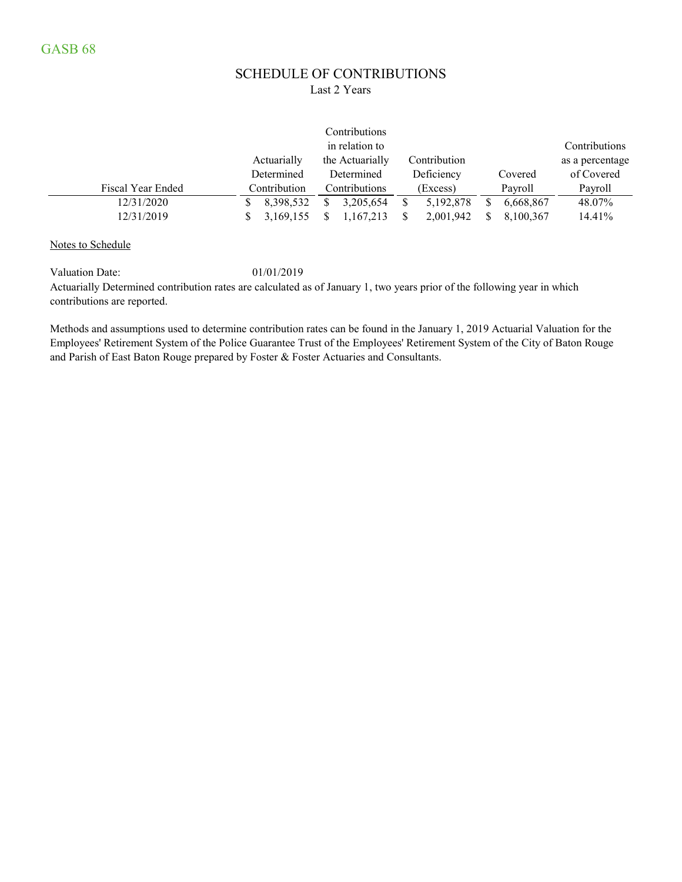GASB 68

# SCHEDULE OF CONTRIBUTIONS

Last 2 Years

| Fiscal Year Ended | Actuarially Determined Contribution | Contributions in relation to the Actuarially Determined Contributions | Contribution Deficiency (Excess) | Covered Payroll | Contributions as a percentage of Covered Payroll |
|---|---|---|---|---|---|
| 12/31/2020 | $ 8,398,532 | $ 3,205,654 | $ 5,192,878 | $ 6,668,867 | 48.07% |
| 12/31/2019 | $ 3,169,155 | $ 1,167,213 | $ 2,001,942 | $ 8,100,367 | 14.41% |

Notes to Schedule

Valuation Date: 01/01/2019

Actuarially Determined contribution rates are calculated as of January 1, two years prior of the following year in which contributions are reported.

Methods and assumptions used to determine contribution rates can be found in the January 1, 2019 Actuarial Valuation for the Employees' Retirement System of the Police Guarantee Trust of the Employees' Retirement System of the City of Baton Rouge and Parish of East Baton Rouge prepared by Foster & Foster Actuaries and Consultants.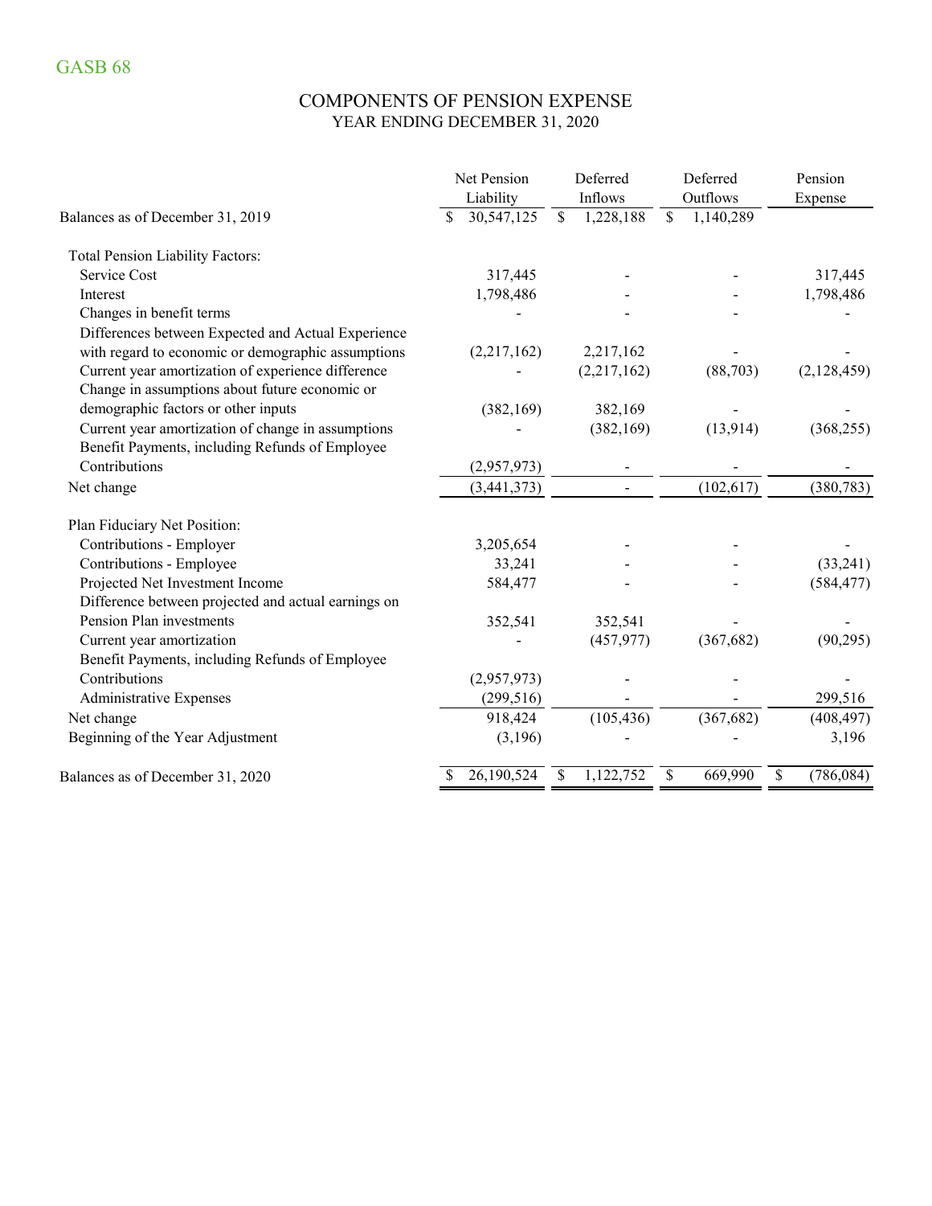GASB 68

# COMPONENTS OF PENSION EXPENSE

## YEAR ENDING DECEMBER 31, 2020

| | Net Pension Liability | Deferred Inflows | Deferred Outflows | Pension Expense |
|---|---|---|---|---|
| Balances as of December 31, 2019 | $ 30,547,125 | $ 1,228,188 | $ 1,140,289 | |
| **Total Pension Liability Factors:** | | | | |
| Service Cost | 317,445 | - | - | 317,445 |
| Interest | 1,798,486 | - | - | 1,798,486 |
| Changes in benefit terms | - | - | - | - |
| Differences between Expected and Actual Experience with regard to economic or demographic assumptions | (2,217,162) | 2,217,162 | - | - |
| Current year amortization of experience difference | - | (2,217,162) | (88,703) | (2,128,459) |
| Change in assumptions about future economic or demographic factors or other inputs | (382,169) | 382,169 | - | - |
| Current year amortization of change in assumptions | - | (382,169) | (13,914) | (368,255) |
| Benefit Payments, including Refunds of Employee Contributions | (2,957,973) | - | - | - |
| Net change | (3,441,373) | - | (102,617) | (380,783) |
| **Plan Fiduciary Net Position:** | | | | |
| Contributions - Employer | 3,205,654 | - | - | - |
| Contributions - Employee | 33,241 | - | - | (33,241) |
| Projected Net Investment Income | 584,477 | - | - | (584,477) |
| Difference between projected and actual earnings on Pension Plan investments | 352,541 | 352,541 | - | - |
| Current year amortization | - | (457,977) | (367,682) | (90,295) |
| Benefit Payments, including Refunds of Employee Contributions | (2,957,973) | - | - | - |
| Administrative Expenses | (299,516) | - | - | 299,516 |
| Net change | 918,424 | (105,436) | (367,682) | (408,497) |
| Beginning of the Year Adjustment | (3,196) | - | - | 3,196 |
| Balances as of December 31, 2020 | $ 26,190,524 | $ 1,122,752 | $ 669,990 | $ (786,084) |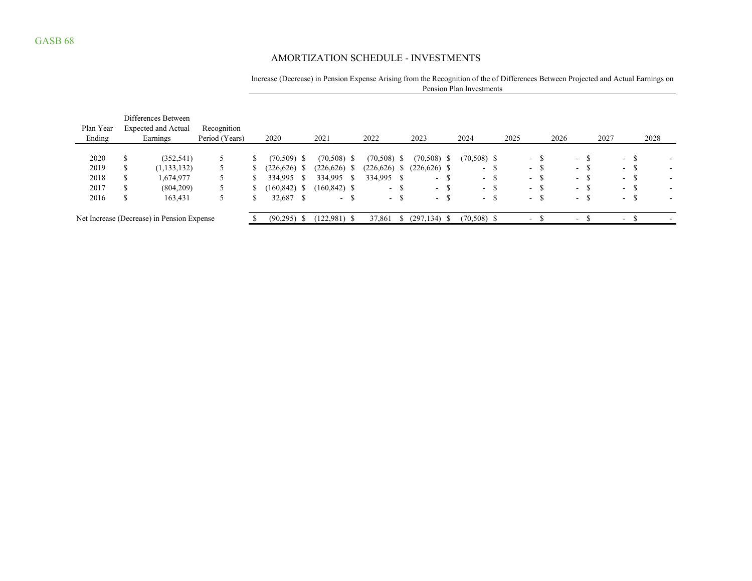GASB 68

## AMORTIZATION SCHEDULE - INVESTMENTS

| Plan Year Ending | Differences Between Expected and Actual Earnings | Recognition Period (Years) | Increase (Decrease) in Pension Expense Arising from the Recognition of the of Differences Between Projected and Actual Earnings on Pension Plan Investments | | | | | | | | |
|---|---|---|---|---|---|---|---|---|---|---|---|
| | | | 2020 | 2021 | 2022 | 2023 | 2024 | 2025 | 2026 | 2027 | 2028 |
| 2020 | $ (352,541) | 5 | $ (70,509) | $ (70,508) | $ (70,508) | $ (70,508) | $ (70,508) | $ - | $ - | $ - | $ - |
| 2019 | $ (1,133,132) | 5 | $ (226,626) | $ (226,626) | $ (226,626) | $ (226,626) | $ - | $ - | $ - | $ - | $ - |
| 2018 | $ 1,674,977 | 5 | $ 334,995 | $ 334,995 | $ 334,995 | $ - | $ - | $ - | $ - | $ - | $ - |
| 2017 | $ (804,209) | 5 | $ (160,842) | $ (160,842) | $ - | $ - | $ - | $ - | $ - | $ - | $ - |
| 2016 | $ 163,431 | 5 | $ 32,687 | $ - | $ - | $ - | $ - | $ - | $ - | $ - | $ - |
| Net Increase (Decrease) in Pension Expense | | | $ (90,295) | $ (122,981) | $ 37,861 | $ (297,134) | $ (70,508) | $ - | $ - | $ - | $ - |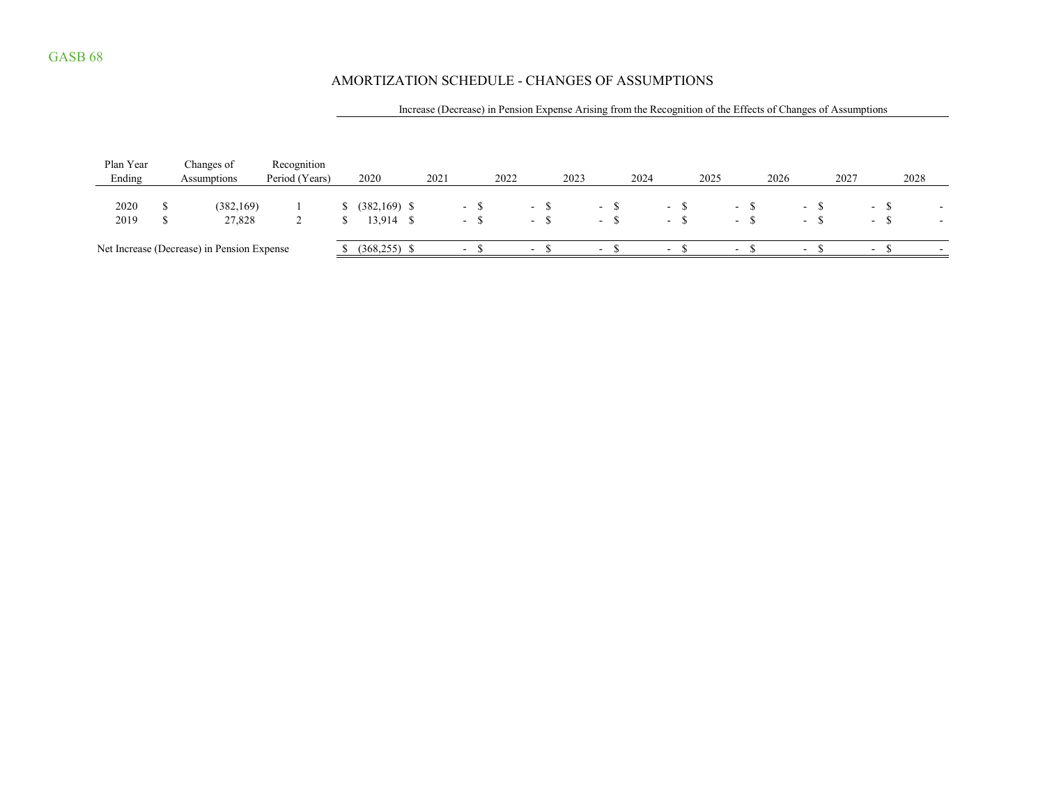GASB 68

# AMORTIZATION SCHEDULE - CHANGES OF ASSUMPTIONS

| Plan Year Ending | Changes of Assumptions | Recognition Period (Years) | Increase (Decrease) in Pension Expense Arising from the Recognition of the Effects of Changes of Assumptions | | | | | | | | |
|---|---|---|---|---|---|---|---|---|---|---|---|
| | | | 2020 | 2021 | 2022 | 2023 | 2024 | 2025 | 2026 | 2027 | 2028 |
| 2020 | $ (382,169) | 1 | $ (382,169) | $ - | $ - | $ - | $ - | $ - | $ - | $ - | $ - |
| 2019 | $ 27,828 | 2 | $ 13,914 | $ - | $ - | $ - | $ - | $ - | $ - | $ - | $ - |
| Net Increase (Decrease) in Pension Expense | | | $ (368,255) | $ - | $ - | $ - | $ - | $ - | $ - | $ - | $ - |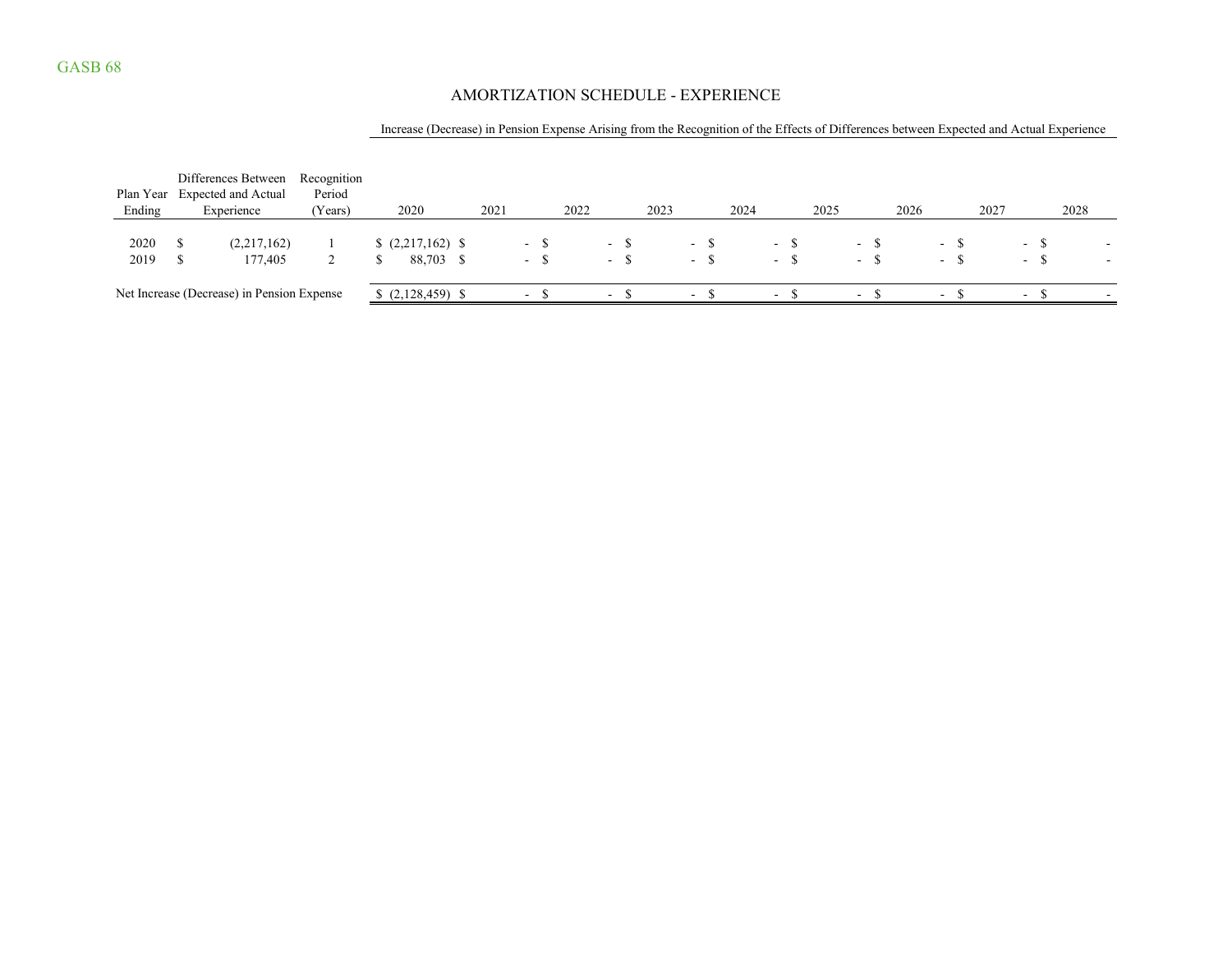GASB 68

# AMORTIZATION SCHEDULE - EXPERIENCE

| Plan Year Ending | Differences Between Expected and Actual Experience | Recognition Period (Years) | Increase (Decrease) in Pension Expense Arising from the Recognition of the Effects of Differences between Expected and Actual Experience | | | | | | | | |
|---|---|---|---|---|---|---|---|---|---|---|---|
| | | | 2020 | 2021 | 2022 | 2023 | 2024 | 2025 | 2026 | 2027 | 2028 |
| 2020 | $ (2,217,162) | 1 | $ (2,217,162) | $ - | $ - | $ - | $ - | $ - | $ - | $ - | $ - |
| 2019 | $ 177,405 | 2 | $ 88,703 | $ - | $ - | $ - | $ - | $ - | $ - | $ - | $ - |
| Net Increase (Decrease) in Pension Expense | | | $ (2,128,459) | $ - | $ - | $ - | $ - | $ - | $ - | $ - | $ - |